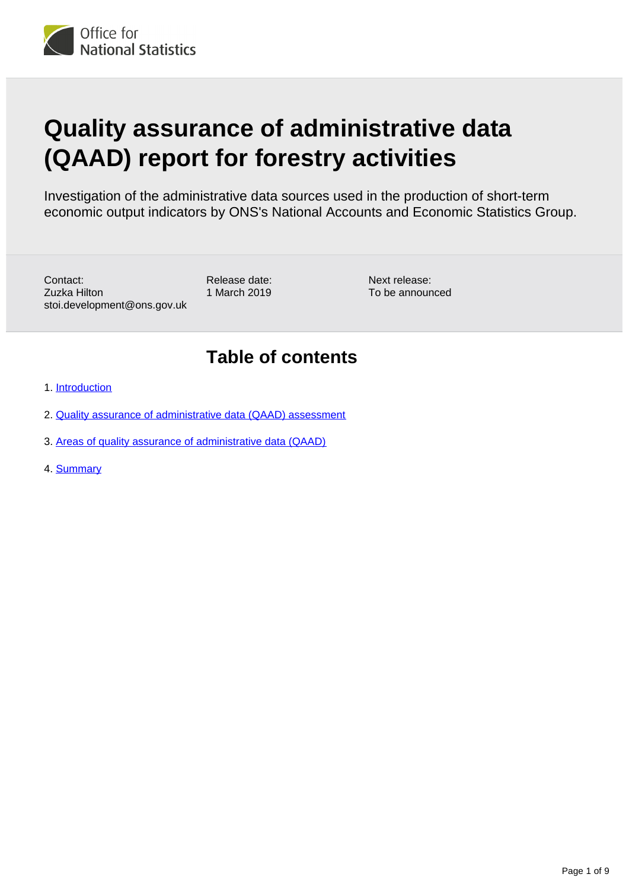Office for National Statistics

# Quality assurance of administrative data (QAAD) report for forestry activities

Investigation of the administrative data sources used in the production of short-term economic output indicators by ONS's National Accounts and Economic Statistics Group.

Contact:
Zuzka Hilton
stoi.development@ons.gov.uk

Release date:
1 March 2019

Next release:
To be announced

## Table of contents

1. Introduction
2. Quality assurance of administrative data (QAAD) assessment
3. Areas of quality assurance of administrative data (QAAD)
4. Summary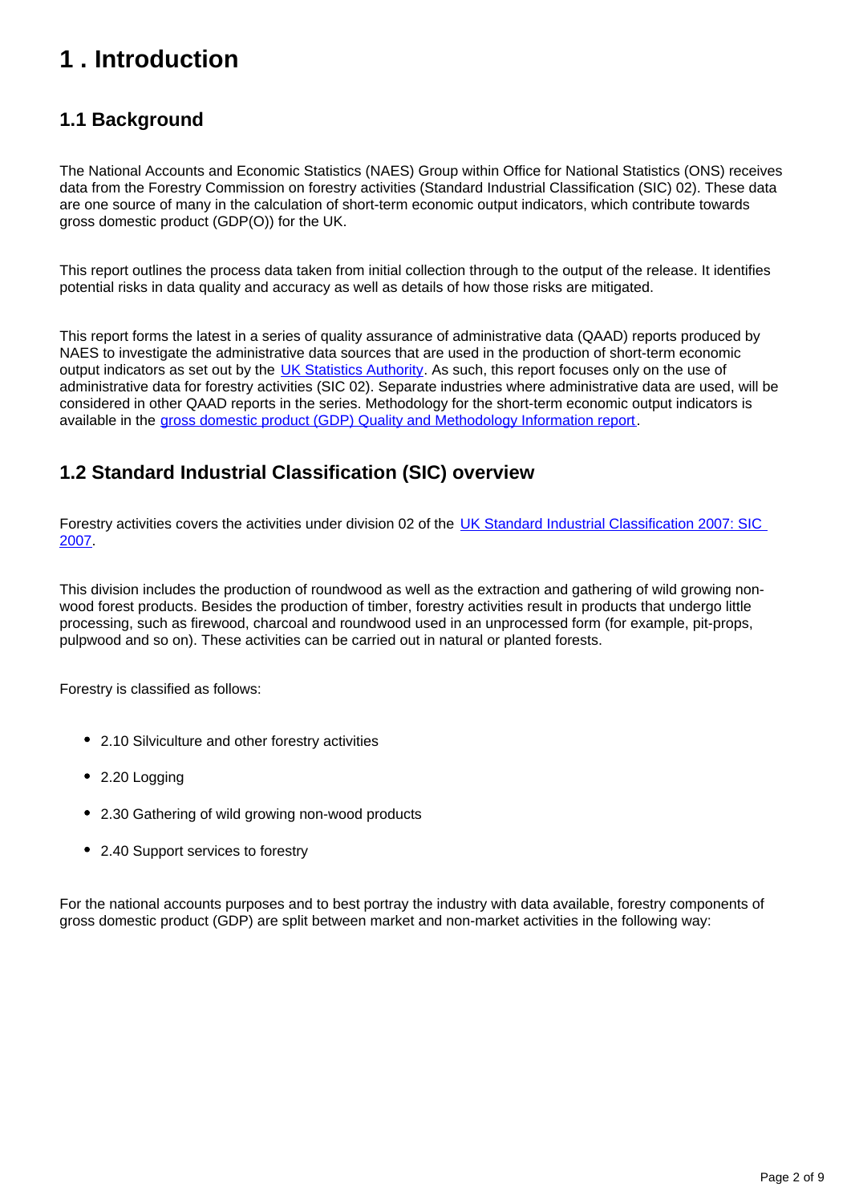# 1 . Introduction

## 1.1 Background

The National Accounts and Economic Statistics (NAES) Group within Office for National Statistics (ONS) receives data from the Forestry Commission on forestry activities (Standard Industrial Classification (SIC) 02). These data are one source of many in the calculation of short-term economic output indicators, which contribute towards gross domestic product (GDP(O)) for the UK.

This report outlines the process data taken from initial collection through to the output of the release. It identifies potential risks in data quality and accuracy as well as details of how those risks are mitigated.

This report forms the latest in a series of quality assurance of administrative data (QAAD) reports produced by NAES to investigate the administrative data sources that are used in the production of short-term economic output indicators as set out by the UK Statistics Authority. As such, this report focuses only on the use of administrative data for forestry activities (SIC 02). Separate industries where administrative data are used, will be considered in other QAAD reports in the series. Methodology for the short-term economic output indicators is available in the gross domestic product (GDP) Quality and Methodology Information report.

## 1.2 Standard Industrial Classification (SIC) overview

Forestry activities covers the activities under division 02 of the UK Standard Industrial Classification 2007: SIC 2007.

This division includes the production of roundwood as well as the extraction and gathering of wild growing non-wood forest products. Besides the production of timber, forestry activities result in products that undergo little processing, such as firewood, charcoal and roundwood used in an unprocessed form (for example, pit-props, pulpwood and so on). These activities can be carried out in natural or planted forests.

Forestry is classified as follows:

- 2.10 Silviculture and other forestry activities
- 2.20 Logging
- 2.30 Gathering of wild growing non-wood products
- 2.40 Support services to forestry

For the national accounts purposes and to best portray the industry with data available, forestry components of gross domestic product (GDP) are split between market and non-market activities in the following way: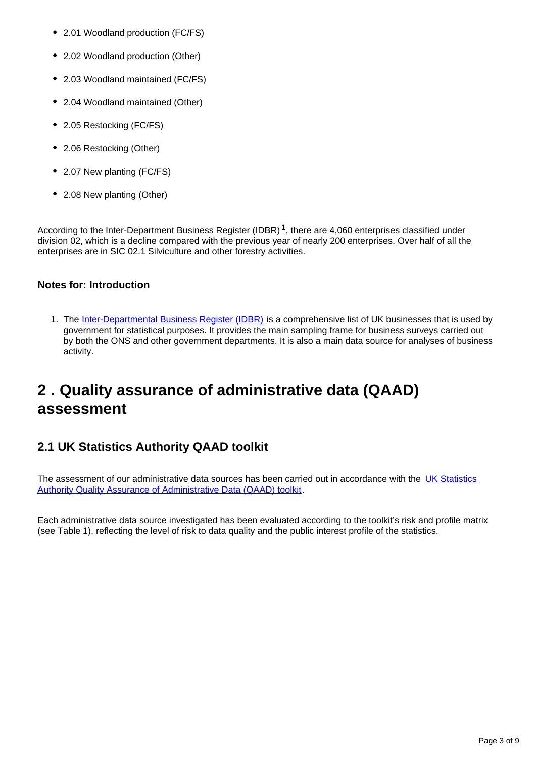- 2.01 Woodland production (FC/FS)
- 2.02 Woodland production (Other)
- 2.03 Woodland maintained (FC/FS)
- 2.04 Woodland maintained (Other)
- 2.05 Restocking (FC/FS)
- 2.06 Restocking (Other)
- 2.07 New planting (FC/FS)
- 2.08 New planting (Other)

According to the Inter-Department Business Register (IDBR)[1], there are 4,060 enterprises classified under division 02, which is a decline compared with the previous year of nearly 200 enterprises. Over half of all the enterprises are in SIC 02.1 Silviculture and other forestry activities.

### Notes for: Introduction

1. The [Inter-Departmental Business Register (IDBR)]() is a comprehensive list of UK businesses that is used by government for statistical purposes. It provides the main sampling frame for business surveys carried out by both the ONS and other government departments. It is also a main data source for analyses of business activity.

## 2 . Quality assurance of administrative data (QAAD) assessment

### 2.1 UK Statistics Authority QAAD toolkit

The assessment of our administrative data sources has been carried out in accordance with the [UK Statistics Authority Quality Assurance of Administrative Data (QAAD) toolkit]().

Each administrative data source investigated has been evaluated according to the toolkit's risk and profile matrix (see Table 1), reflecting the level of risk to data quality and the public interest profile of the statistics.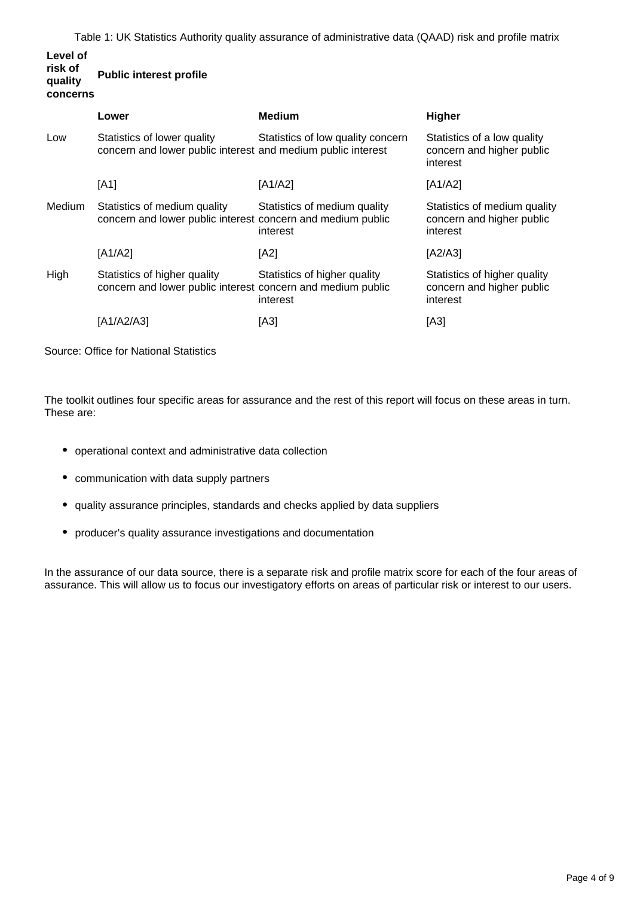Table 1: UK Statistics Authority quality assurance of administrative data (QAAD) risk and profile matrix

| Level of risk of quality concerns | Public interest profile | | |
|---|---|---|---|
| | **Lower** | **Medium** | **Higher** |
| Low | Statistics of lower quality concern and lower public interest | Statistics of low quality concern and medium public interest | Statistics of a low quality concern and higher public interest |
| | [A1] | [A1/A2] | [A1/A2] |
| Medium | Statistics of medium quality concern and lower public interest | Statistics of medium quality concern and medium public interest | Statistics of medium quality concern and higher public interest |
| | [A1/A2] | [A2] | [A2/A3] |
| High | Statistics of higher quality concern and lower public interest | Statistics of higher quality concern and medium public interest | Statistics of higher quality concern and higher public interest |
| | [A1/A2/A3] | [A3] | [A3] |

Source: Office for National Statistics

The toolkit outlines four specific areas for assurance and the rest of this report will focus on these areas in turn. These are:

- operational context and administrative data collection
- communication with data supply partners
- quality assurance principles, standards and checks applied by data suppliers
- producer's quality assurance investigations and documentation

In the assurance of our data source, there is a separate risk and profile matrix score for each of the four areas of assurance. This will allow us to focus our investigatory efforts on areas of particular risk or interest to our users.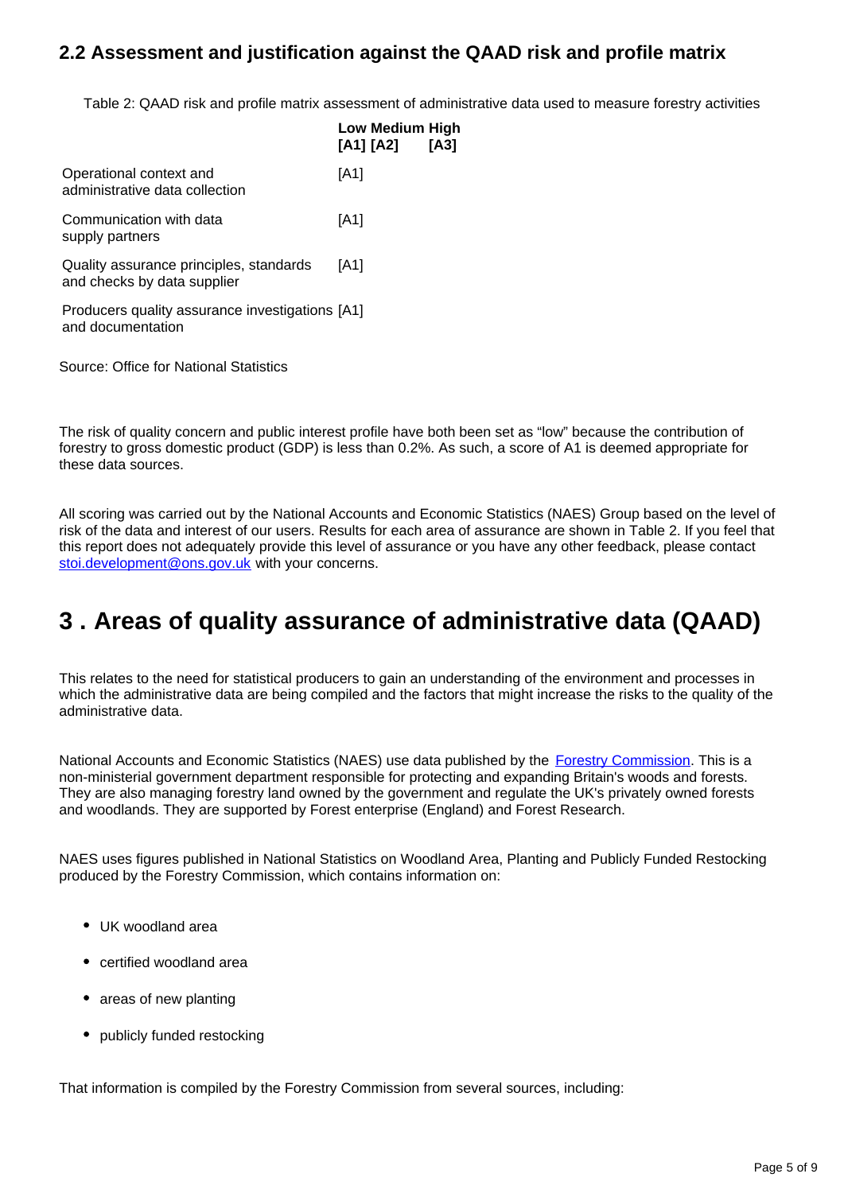## 2.2 Assessment and justification against the QAAD risk and profile matrix

Table 2: QAAD risk and profile matrix assessment of administrative data used to measure forestry activities

| | Low [A1] | Medium [A2] | High [A3] |
|---|---|---|---|
| Operational context and administrative data collection | [A1] | | |
| Communication with data supply partners | [A1] | | |
| Quality assurance principles, standards and checks by data supplier | [A1] | | |
| Producers quality assurance investigations and documentation | [A1] | | |

Source: Office for National Statistics

The risk of quality concern and public interest profile have both been set as "low" because the contribution of forestry to gross domestic product (GDP) is less than 0.2%. As such, a score of A1 is deemed appropriate for these data sources.

All scoring was carried out by the National Accounts and Economic Statistics (NAES) Group based on the level of risk of the data and interest of our users. Results for each area of assurance are shown in Table 2. If you feel that this report does not adequately provide this level of assurance or you have any other feedback, please contact stoi.development@ons.gov.uk with your concerns.

# 3 . Areas of quality assurance of administrative data (QAAD)

This relates to the need for statistical producers to gain an understanding of the environment and processes in which the administrative data are being compiled and the factors that might increase the risks to the quality of the administrative data.

National Accounts and Economic Statistics (NAES) use data published by the Forestry Commission. This is a non-ministerial government department responsible for protecting and expanding Britain's woods and forests. They are also managing forestry land owned by the government and regulate the UK's privately owned forests and woodlands. They are supported by Forest enterprise (England) and Forest Research.

NAES uses figures published in National Statistics on Woodland Area, Planting and Publicly Funded Restocking produced by the Forestry Commission, which contains information on:

- UK woodland area
- certified woodland area
- areas of new planting
- publicly funded restocking

That information is compiled by the Forestry Commission from several sources, including: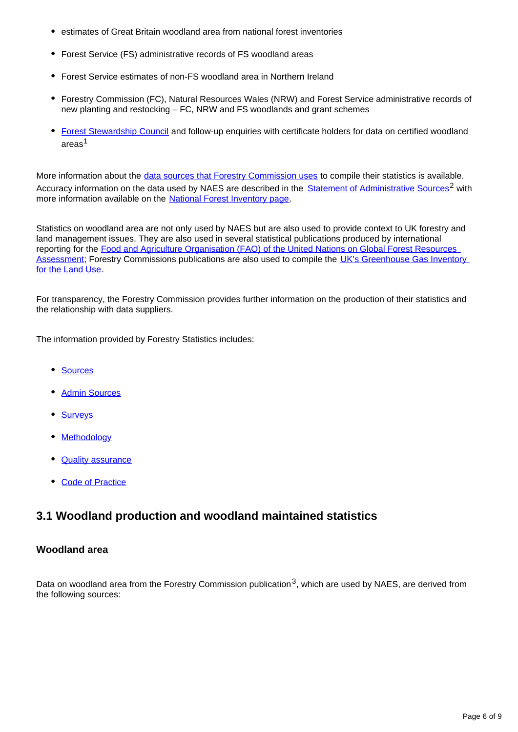- estimates of Great Britain woodland area from national forest inventories
- Forest Service (FS) administrative records of FS woodland areas
- Forest Service estimates of non-FS woodland area in Northern Ireland
- Forestry Commission (FC), Natural Resources Wales (NRW) and Forest Service administrative records of new planting and restocking – FC, NRW and FS woodlands and grant schemes
- Forest Stewardship Council and follow-up enquiries with certificate holders for data on certified woodland areas[1]

More information about the data sources that Forestry Commission uses to compile their statistics is available. Accuracy information on the data used by NAES are described in the Statement of Administrative Sources[2] with more information available on the National Forest Inventory page.

Statistics on woodland area are not only used by NAES but are also used to provide context to UK forestry and land management issues. They are also used in several statistical publications produced by international reporting for the Food and Agriculture Organisation (FAO) of the United Nations on Global Forest Resources Assessment; Forestry Commissions publications are also used to compile the UK's Greenhouse Gas Inventory for the Land Use.

For transparency, the Forestry Commission provides further information on the production of their statistics and the relationship with data suppliers.

The information provided by Forestry Statistics includes:

- Sources
- Admin Sources
- Surveys
- Methodology
- Quality assurance
- Code of Practice

## 3.1 Woodland production and woodland maintained statistics

### Woodland area

Data on woodland area from the Forestry Commission publication[3], which are used by NAES, are derived from the following sources: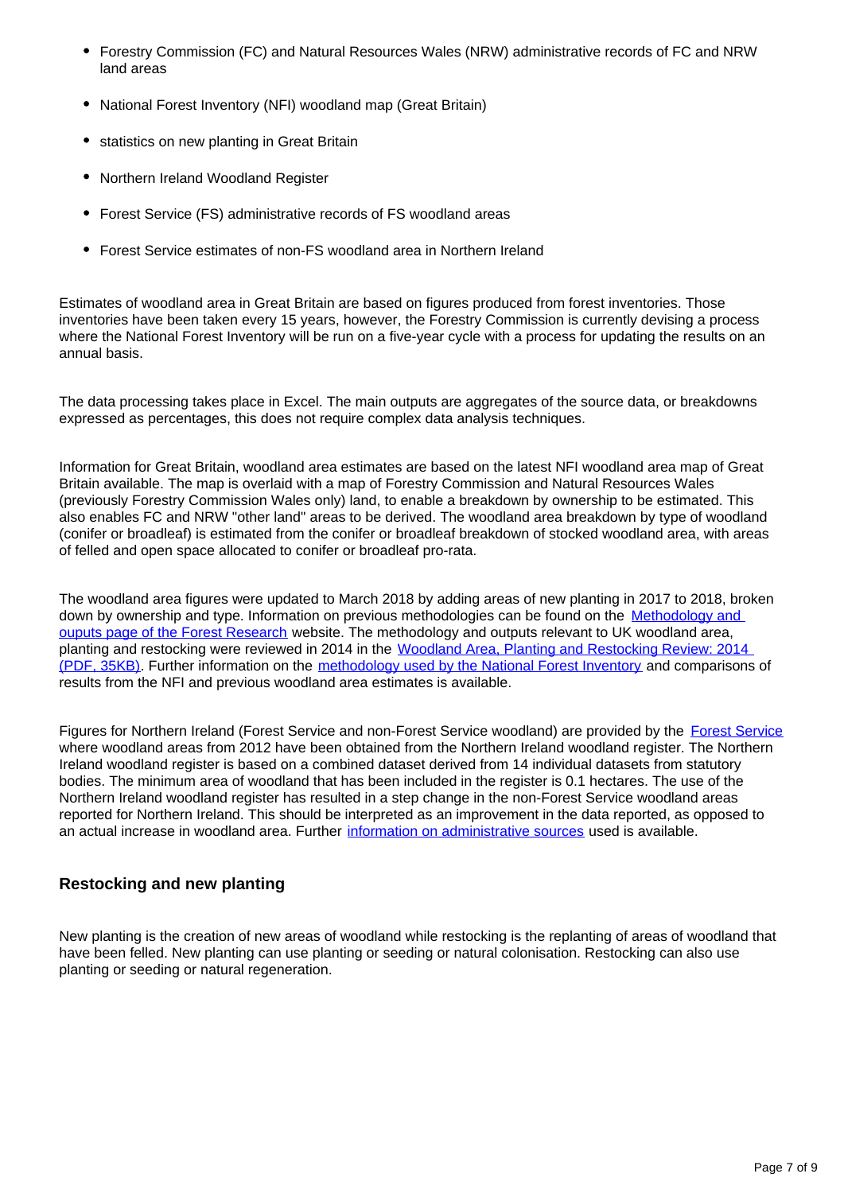- Forestry Commission (FC) and Natural Resources Wales (NRW) administrative records of FC and NRW land areas
- National Forest Inventory (NFI) woodland map (Great Britain)
- statistics on new planting in Great Britain
- Northern Ireland Woodland Register
- Forest Service (FS) administrative records of FS woodland areas
- Forest Service estimates of non-FS woodland area in Northern Ireland

Estimates of woodland area in Great Britain are based on figures produced from forest inventories. Those inventories have been taken every 15 years, however, the Forestry Commission is currently devising a process where the National Forest Inventory will be run on a five-year cycle with a process for updating the results on an annual basis.

The data processing takes place in Excel. The main outputs are aggregates of the source data, or breakdowns expressed as percentages, this does not require complex data analysis techniques.

Information for Great Britain, woodland area estimates are based on the latest NFI woodland area map of Great Britain available. The map is overlaid with a map of Forestry Commission and Natural Resources Wales (previously Forestry Commission Wales only) land, to enable a breakdown by ownership to be estimated. This also enables FC and NRW "other land" areas to be derived. The woodland area breakdown by type of woodland (conifer or broadleaf) is estimated from the conifer or broadleaf breakdown of stocked woodland area, with areas of felled and open space allocated to conifer or broadleaf pro-rata.

The woodland area figures were updated to March 2018 by adding areas of new planting in 2017 to 2018, broken down by ownership and type. Information on previous methodologies can be found on the Methodology and ouputs page of the Forest Research website. The methodology and outputs relevant to UK woodland area, planting and restocking were reviewed in 2014 in the Woodland Area, Planting and Restocking Review: 2014 (PDF, 35KB). Further information on the methodology used by the National Forest Inventory and comparisons of results from the NFI and previous woodland area estimates is available.

Figures for Northern Ireland (Forest Service and non-Forest Service woodland) are provided by the Forest Service where woodland areas from 2012 have been obtained from the Northern Ireland woodland register. The Northern Ireland woodland register is based on a combined dataset derived from 14 individual datasets from statutory bodies. The minimum area of woodland that has been included in the register is 0.1 hectares. The use of the Northern Ireland woodland register has resulted in a step change in the non-Forest Service woodland areas reported for Northern Ireland. This should be interpreted as an improvement in the data reported, as opposed to an actual increase in woodland area. Further information on administrative sources used is available.

### Restocking and new planting

New planting is the creation of new areas of woodland while restocking is the replanting of areas of woodland that have been felled. New planting can use planting or seeding or natural colonisation. Restocking can also use planting or seeding or natural regeneration.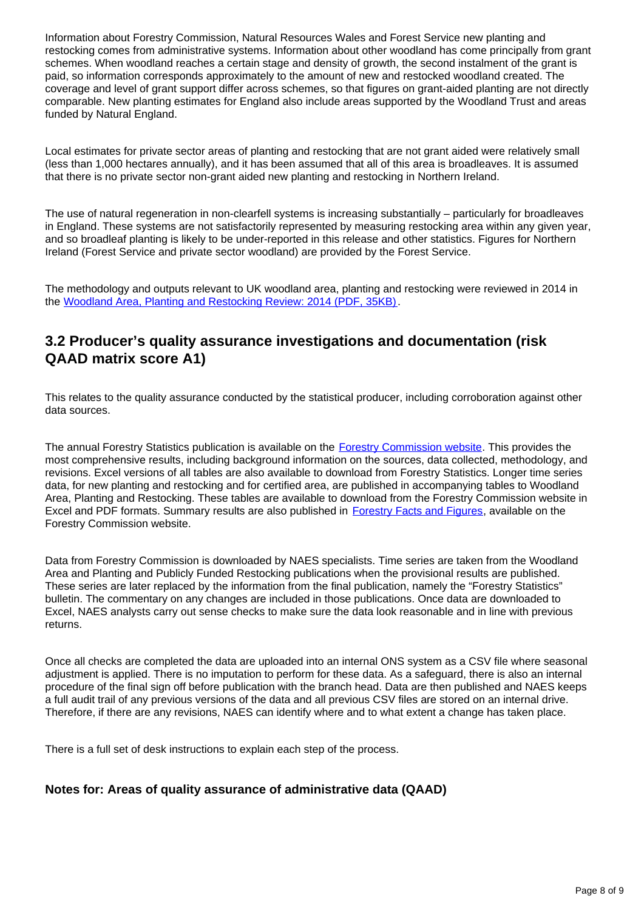Information about Forestry Commission, Natural Resources Wales and Forest Service new planting and restocking comes from administrative systems. Information about other woodland has come principally from grant schemes. When woodland reaches a certain stage and density of growth, the second instalment of the grant is paid, so information corresponds approximately to the amount of new and restocked woodland created. The coverage and level of grant support differ across schemes, so that figures on grant-aided planting are not directly comparable. New planting estimates for England also include areas supported by the Woodland Trust and areas funded by Natural England.

Local estimates for private sector areas of planting and restocking that are not grant aided were relatively small (less than 1,000 hectares annually), and it has been assumed that all of this area is broadleaves. It is assumed that there is no private sector non-grant aided new planting and restocking in Northern Ireland.

The use of natural regeneration in non-clearfell systems is increasing substantially – particularly for broadleaves in England. These systems are not satisfactorily represented by measuring restocking area within any given year, and so broadleaf planting is likely to be under-reported in this release and other statistics. Figures for Northern Ireland (Forest Service and private sector woodland) are provided by the Forest Service.

The methodology and outputs relevant to UK woodland area, planting and restocking were reviewed in 2014 in the Woodland Area, Planting and Restocking Review: 2014 (PDF, 35KB).

## 3.2 Producer's quality assurance investigations and documentation (risk QAAD matrix score A1)

This relates to the quality assurance conducted by the statistical producer, including corroboration against other data sources.

The annual Forestry Statistics publication is available on the Forestry Commission website. This provides the most comprehensive results, including background information on the sources, data collected, methodology, and revisions. Excel versions of all tables are also available to download from Forestry Statistics. Longer time series data, for new planting and restocking and for certified area, are published in accompanying tables to Woodland Area, Planting and Restocking. These tables are available to download from the Forestry Commission website in Excel and PDF formats. Summary results are also published in Forestry Facts and Figures, available on the Forestry Commission website.

Data from Forestry Commission is downloaded by NAES specialists. Time series are taken from the Woodland Area and Planting and Publicly Funded Restocking publications when the provisional results are published. These series are later replaced by the information from the final publication, namely the "Forestry Statistics" bulletin. The commentary on any changes are included in those publications. Once data are downloaded to Excel, NAES analysts carry out sense checks to make sure the data look reasonable and in line with previous returns.

Once all checks are completed the data are uploaded into an internal ONS system as a CSV file where seasonal adjustment is applied. There is no imputation to perform for these data. As a safeguard, there is also an internal procedure of the final sign off before publication with the branch head. Data are then published and NAES keeps a full audit trail of any previous versions of the data and all previous CSV files are stored on an internal drive. Therefore, if there are any revisions, NAES can identify where and to what extent a change has taken place.

There is a full set of desk instructions to explain each step of the process.

### Notes for: Areas of quality assurance of administrative data (QAAD)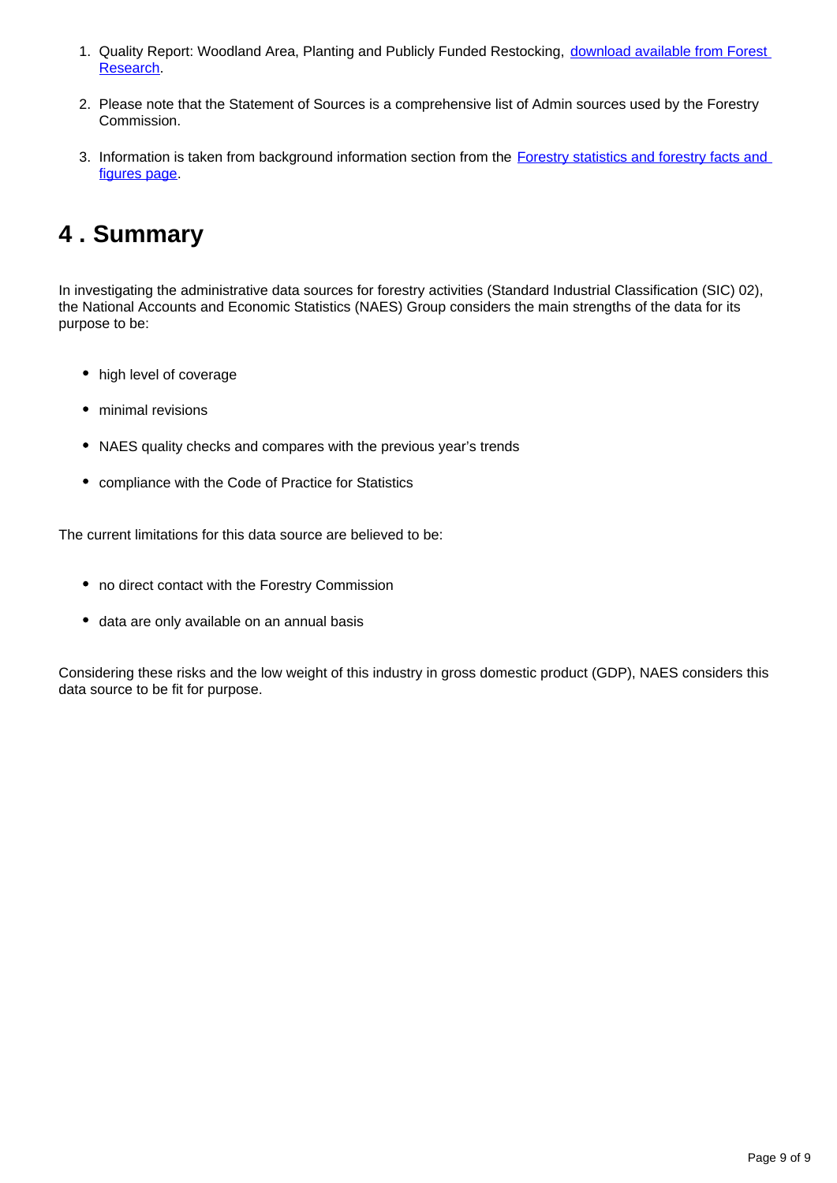1. Quality Report: Woodland Area, Planting and Publicly Funded Restocking, [download available from Forest Research](#).

2. Please note that the Statement of Sources is a comprehensive list of Admin sources used by the Forestry Commission.

3. Information is taken from background information section from the [Forestry statistics and forestry facts and figures page](#).

## 4 . Summary

In investigating the administrative data sources for forestry activities (Standard Industrial Classification (SIC) 02), the National Accounts and Economic Statistics (NAES) Group considers the main strengths of the data for its purpose to be:

- high level of coverage
- minimal revisions
- NAES quality checks and compares with the previous year's trends
- compliance with the Code of Practice for Statistics

The current limitations for this data source are believed to be:

- no direct contact with the Forestry Commission
- data are only available on an annual basis

Considering these risks and the low weight of this industry in gross domestic product (GDP), NAES considers this data source to be fit for purpose.